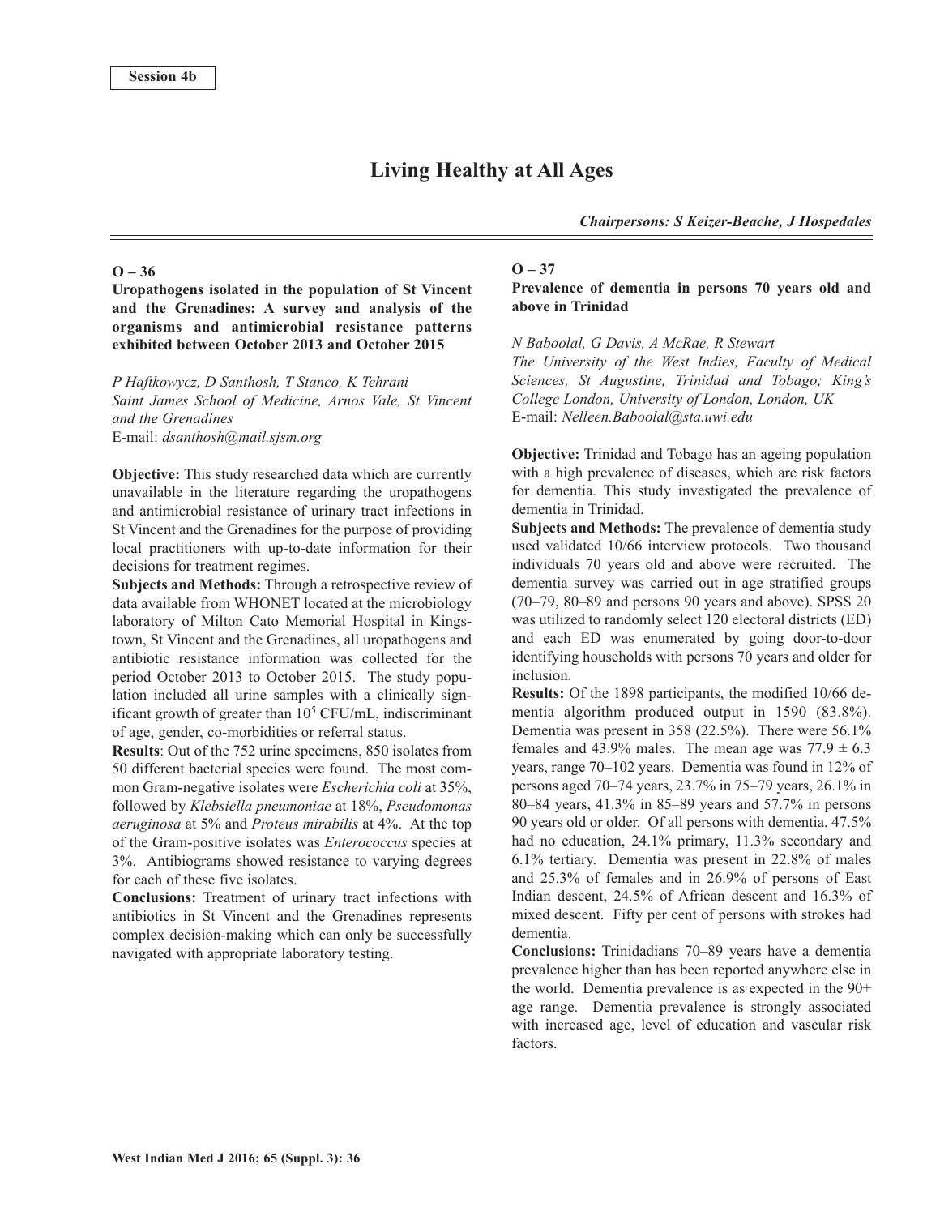Session 4b

# Living Healthy at All Ages

*Chairpersons: S Keizer-Beache, J Hospedales*

## O – 36

### Uropathogens isolated in the population of St Vincent and the Grenadines: A survey and analysis of the organisms and antimicrobial resistance patterns exhibited between October 2013 and October 2015

*P Haftkowycz, D Santhosh, T Stanco, K Tehrani*
*Saint James School of Medicine, Arnos Vale, St Vincent and the Grenadines*
E-mail: *dsanthosh@mail.sjsm.org*

**Objective:** This study researched data which are currently unavailable in the literature regarding the uropathogens and antimicrobial resistance of urinary tract infections in St Vincent and the Grenadines for the purpose of providing local practitioners with up-to-date information for their decisions for treatment regimes.

**Subjects and Methods:** Through a retrospective review of data available from WHONET located at the microbiology laboratory of Milton Cato Memorial Hospital in Kingstown, St Vincent and the Grenadines, all uropathogens and antibiotic resistance information was collected for the period October 2013 to October 2015. The study population included all urine samples with a clinically significant growth of greater than $10^5$ CFU/mL, indiscriminant of age, gender, co-morbidities or referral status.

**Results**: Out of the 752 urine specimens, 850 isolates from 50 different bacterial species were found. The most common Gram-negative isolates were *Escherichia coli* at 35%, followed by *Klebsiella pneumoniae* at 18%, *Pseudomonas aeruginosa* at 5% and *Proteus mirabilis* at 4%. At the top of the Gram-positive isolates was *Enterococcus* species at 3%. Antibiograms showed resistance to varying degrees for each of these five isolates.

**Conclusions:** Treatment of urinary tract infections with antibiotics in St Vincent and the Grenadines represents complex decision-making which can only be successfully navigated with appropriate laboratory testing.

## O – 37

### Prevalence of dementia in persons 70 years old and above in Trinidad

*N Baboolal, G Davis, A McRae, R Stewart*
*The University of the West Indies, Faculty of Medical Sciences, St Augustine, Trinidad and Tobago; King's College London, University of London, London, UK*
E-mail: *Nelleen.Baboolal@sta.uwi.edu*

**Objective:** Trinidad and Tobago has an ageing population with a high prevalence of diseases, which are risk factors for dementia. This study investigated the prevalence of dementia in Trinidad.

**Subjects and Methods:** The prevalence of dementia study used validated 10/66 interview protocols. Two thousand individuals 70 years old and above were recruited. The dementia survey was carried out in age stratified groups (70–79, 80–89 and persons 90 years and above). SPSS 20 was utilized to randomly select 120 electoral districts (ED) and each ED was enumerated by going door-to-door identifying households with persons 70 years and older for inclusion.

**Results:** Of the 1898 participants, the modified 10/66 dementia algorithm produced output in 1590 (83.8%). Dementia was present in 358 (22.5%). There were 56.1% females and 43.9% males. The mean age was $77.9 \pm 6.3$ years, range 70–102 years. Dementia was found in 12% of persons aged 70–74 years, 23.7% in 75–79 years, 26.1% in 80–84 years, 41.3% in 85–89 years and 57.7% in persons 90 years old or older. Of all persons with dementia, 47.5% had no education, 24.1% primary, 11.3% secondary and 6.1% tertiary. Dementia was present in 22.8% of males and 25.3% of females and in 26.9% of persons of East Indian descent, 24.5% of African descent and 16.3% of mixed descent. Fifty per cent of persons with strokes had dementia.

**Conclusions:** Trinidadians 70–89 years have a dementia prevalence higher than has been reported anywhere else in the world. Dementia prevalence is as expected in the 90+ age range. Dementia prevalence is strongly associated with increased age, level of education and vascular risk factors.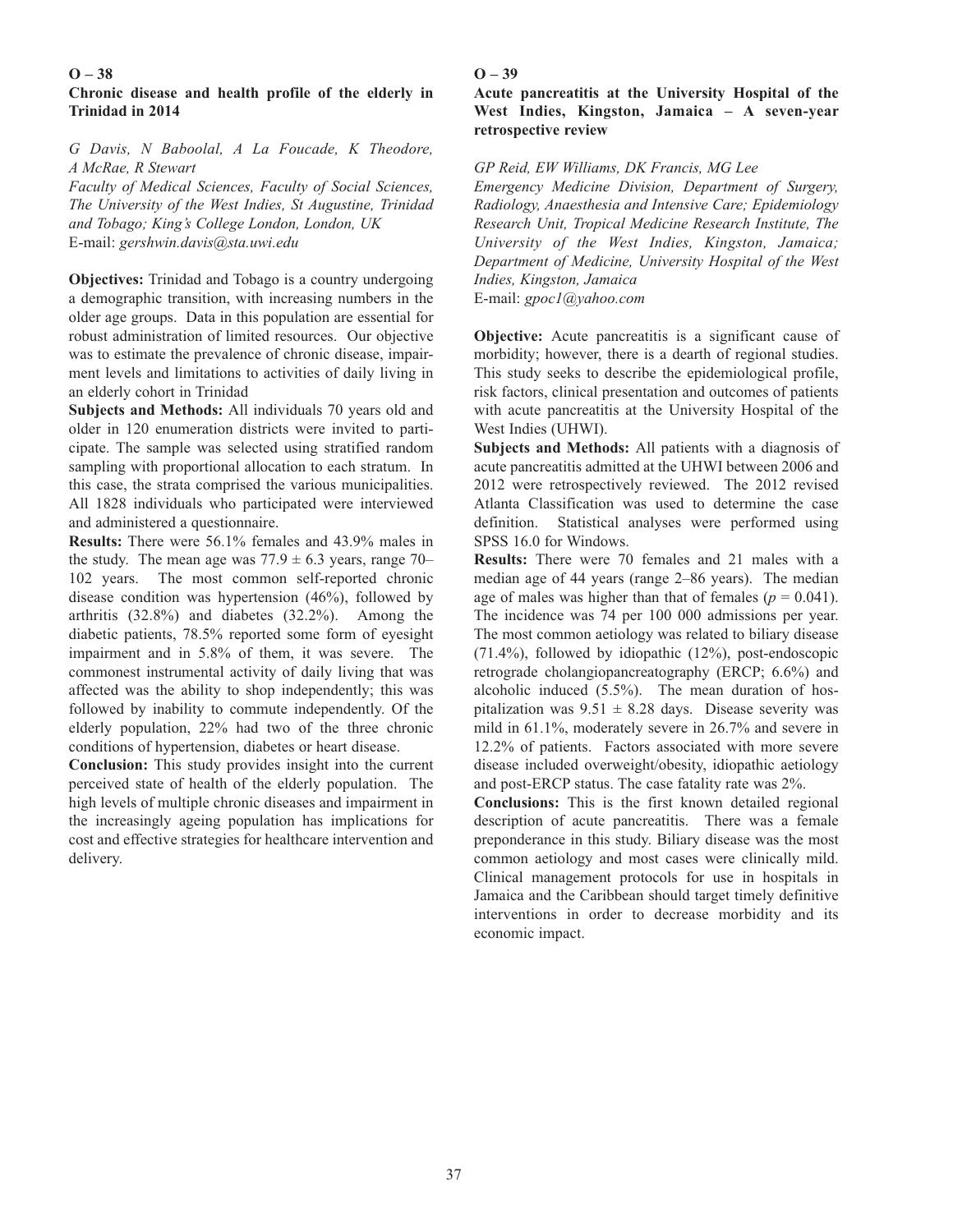## O – 38

### Chronic disease and health profile of the elderly in Trinidad in 2014

*G Davis, N Baboolal, A La Foucade, K Theodore, A McRae, R Stewart*

*Faculty of Medical Sciences, Faculty of Social Sciences, The University of the West Indies, St Augustine, Trinidad and Tobago; King's College London, London, UK*

E-mail: *gershwin.davis@sta.uwi.edu*

**Objectives:** Trinidad and Tobago is a country undergoing a demographic transition, with increasing numbers in the older age groups. Data in this population are essential for robust administration of limited resources. Our objective was to estimate the prevalence of chronic disease, impairment levels and limitations to activities of daily living in an elderly cohort in Trinidad

**Subjects and Methods:** All individuals 70 years old and older in 120 enumeration districts were invited to participate. The sample was selected using stratified random sampling with proportional allocation to each stratum. In this case, the strata comprised the various municipalities. All 1828 individuals who participated were interviewed and administered a questionnaire.

**Results:** There were 56.1% females and 43.9% males in the study. The mean age was $77.9 \pm 6.3$ years, range 70–102 years. The most common self-reported chronic disease condition was hypertension (46%), followed by arthritis (32.8%) and diabetes (32.2%). Among the diabetic patients, 78.5% reported some form of eyesight impairment and in 5.8% of them, it was severe. The commonest instrumental activity of daily living that was affected was the ability to shop independently; this was followed by inability to commute independently. Of the elderly population, 22% had two of the three chronic conditions of hypertension, diabetes or heart disease.

**Conclusion:** This study provides insight into the current perceived state of health of the elderly population. The high levels of multiple chronic diseases and impairment in the increasingly ageing population has implications for cost and effective strategies for healthcare intervention and delivery.

## O – 39

### Acute pancreatitis at the University Hospital of the West Indies, Kingston, Jamaica – A seven-year retrospective review

*GP Reid, EW Williams, DK Francis, MG Lee*

*Emergency Medicine Division, Department of Surgery, Radiology, Anaesthesia and Intensive Care; Epidemiology Research Unit, Tropical Medicine Research Institute, The University of the West Indies, Kingston, Jamaica; Department of Medicine, University Hospital of the West Indies, Kingston, Jamaica*

E-mail: *gpoc1@yahoo.com*

**Objective:** Acute pancreatitis is a significant cause of morbidity; however, there is a dearth of regional studies. This study seeks to describe the epidemiological profile, risk factors, clinical presentation and outcomes of patients with acute pancreatitis at the University Hospital of the West Indies (UHWI).

**Subjects and Methods:** All patients with a diagnosis of acute pancreatitis admitted at the UHWI between 2006 and 2012 were retrospectively reviewed. The 2012 revised Atlanta Classification was used to determine the case definition. Statistical analyses were performed using SPSS 16.0 for Windows.

**Results:** There were 70 females and 21 males with a median age of 44 years (range 2–86 years). The median age of males was higher than that of females ($p = 0.041$). The incidence was 74 per 100 000 admissions per year. The most common aetiology was related to biliary disease (71.4%), followed by idiopathic (12%), post-endoscopic retrograde cholangiopancreatography (ERCP; 6.6%) and alcoholic induced (5.5%). The mean duration of hospitalization was $9.51 \pm 8.28$ days. Disease severity was mild in 61.1%, moderately severe in 26.7% and severe in 12.2% of patients. Factors associated with more severe disease included overweight/obesity, idiopathic aetiology and post-ERCP status. The case fatality rate was 2%.

**Conclusions:** This is the first known detailed regional description of acute pancreatitis. There was a female preponderance in this study. Biliary disease was the most common aetiology and most cases were clinically mild. Clinical management protocols for use in hospitals in Jamaica and the Caribbean should target timely definitive interventions in order to decrease morbidity and its economic impact.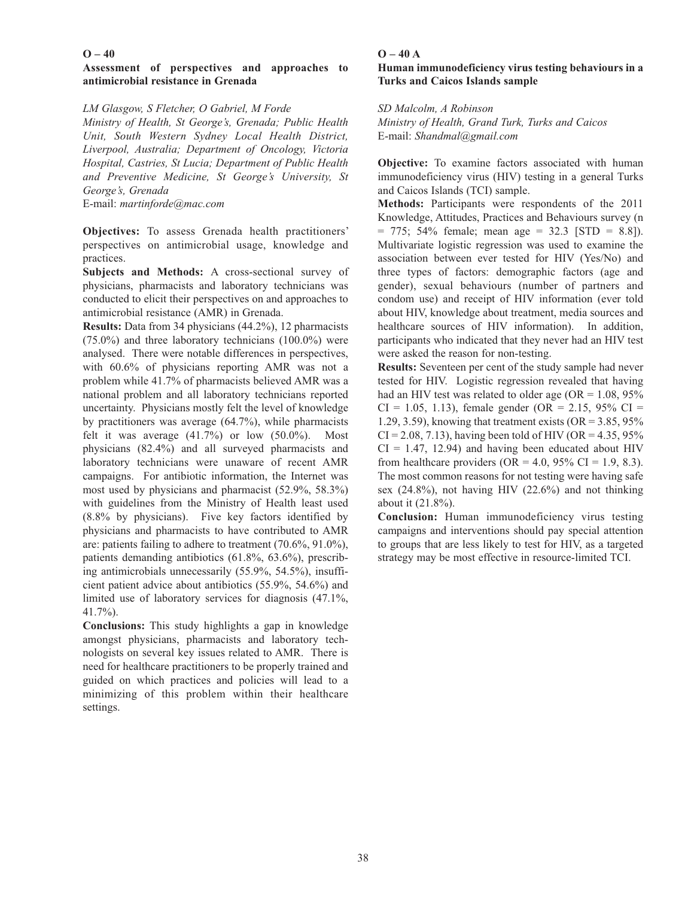## O – 40

### Assessment of perspectives and approaches to antimicrobial resistance in Grenada

*LM Glasgow, S Fletcher, O Gabriel, M Forde*

*Ministry of Health, St George's, Grenada; Public Health Unit, South Western Sydney Local Health District, Liverpool, Australia; Department of Oncology, Victoria Hospital, Castries, St Lucia; Department of Public Health and Preventive Medicine, St George's University, St George's, Grenada*

E-mail: *martinforde@mac.com*

**Objectives:** To assess Grenada health practitioners' perspectives on antimicrobial usage, knowledge and practices.

**Subjects and Methods:** A cross-sectional survey of physicians, pharmacists and laboratory technicians was conducted to elicit their perspectives on and approaches to antimicrobial resistance (AMR) in Grenada.

**Results:** Data from 34 physicians (44.2%), 12 pharmacists (75.0%) and three laboratory technicians (100.0%) were analysed. There were notable differences in perspectives, with 60.6% of physicians reporting AMR was not a problem while 41.7% of pharmacists believed AMR was a national problem and all laboratory technicians reported uncertainty. Physicians mostly felt the level of knowledge by practitioners was average (64.7%), while pharmacists felt it was average (41.7%) or low (50.0%). Most physicians (82.4%) and all surveyed pharmacists and laboratory technicians were unaware of recent AMR campaigns. For antibiotic information, the Internet was most used by physicians and pharmacist (52.9%, 58.3%) with guidelines from the Ministry of Health least used (8.8% by physicians). Five key factors identified by physicians and pharmacists to have contributed to AMR are: patients failing to adhere to treatment (70.6%, 91.0%), patients demanding antibiotics (61.8%, 63.6%), prescribing antimicrobials unnecessarily (55.9%, 54.5%), insufficient patient advice about antibiotics (55.9%, 54.6%) and limited use of laboratory services for diagnosis (47.1%, 41.7%).

**Conclusions:** This study highlights a gap in knowledge amongst physicians, pharmacists and laboratory technologists on several key issues related to AMR. There is need for healthcare practitioners to be properly trained and guided on which practices and policies will lead to a minimizing of this problem within their healthcare settings.

## O – 40 A

### Human immunodeficiency virus testing behaviours in a Turks and Caicos Islands sample

*SD Malcolm, A Robinson*

*Ministry of Health, Grand Turk, Turks and Caicos*

E-mail: *Shandmal@gmail.com*

**Objective:** To examine factors associated with human immunodeficiency virus (HIV) testing in a general Turks and Caicos Islands (TCI) sample.

**Methods:** Participants were respondents of the 2011 Knowledge, Attitudes, Practices and Behaviours survey (n = 775; 54% female; mean age = 32.3 [STD = 8.8]). Multivariate logistic regression was used to examine the association between ever tested for HIV (Yes/No) and three types of factors: demographic factors (age and gender), sexual behaviours (number of partners and condom use) and receipt of HIV information (ever told about HIV, knowledge about treatment, media sources and healthcare sources of HIV information). In addition, participants who indicated that they never had an HIV test were asked the reason for non-testing.

**Results:** Seventeen per cent of the study sample had never tested for HIV. Logistic regression revealed that having had an HIV test was related to older age (OR = 1.08, 95% CI = 1.05, 1.13), female gender (OR = 2.15, 95% CI = 1.29, 3.59), knowing that treatment exists (OR = 3.85, 95% CI = 2.08, 7.13), having been told of HIV (OR = 4.35, 95% CI = 1.47, 12.94) and having been educated about HIV from healthcare providers (OR = 4.0, 95% CI = 1.9, 8.3). The most common reasons for not testing were having safe sex (24.8%), not having HIV (22.6%) and not thinking about it (21.8%).

**Conclusion:** Human immunodeficiency virus testing campaigns and interventions should pay special attention to groups that are less likely to test for HIV, as a targeted strategy may be most effective in resource-limited TCI.